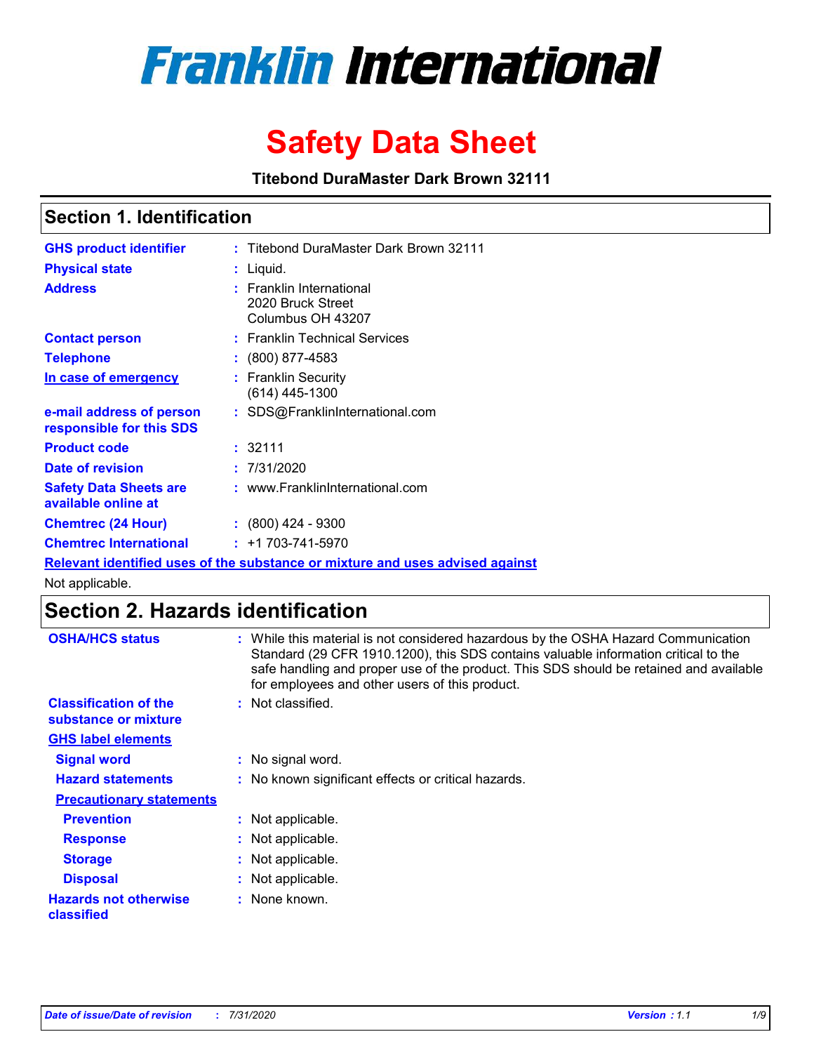# Franklin International

# Safety Data Sheet

**Titebond DuraMaster Dark Brown 32111**

## Section 1. Identification

| | | |
|---|---|---|
| **GHS product identifier** | : | Titebond DuraMaster Dark Brown 32111 |
| **Physical state** | : | Liquid. |
| **Address** | : | Franklin International<br>2020 Bruck Street<br>Columbus OH 43207 |
| **Contact person** | : | Franklin Technical Services |
| **Telephone** | : | (800) 877-4583 |
| **In case of emergency** | : | Franklin Security<br>(614) 445-1300 |
| **e-mail address of person responsible for this SDS** | : | SDS@FranklinInternational.com |
| **Product code** | : | 32111 |
| **Date of revision** | : | 7/31/2020 |
| **Safety Data Sheets are available online at** | : | www.FranklinInternational.com |
| **Chemtrec (24 Hour)** | : | (800) 424 - 9300 |
| **Chemtrec International** | : | +1 703-741-5970 |

**Relevant identified uses of the substance or mixture and uses advised against**

Not applicable.

## Section 2. Hazards identification

| | | |
|---|---|---|
| **OSHA/HCS status** | : | While this material is not considered hazardous by the OSHA Hazard Communication Standard (29 CFR 1910.1200), this SDS contains valuable information critical to the safe handling and proper use of the product. This SDS should be retained and available for employees and other users of this product. |
| **Classification of the substance or mixture** | : | Not classified. |

**GHS label elements**

| | | |
|---|---|---|
| **Signal word** | : | No signal word. |
| **Hazard statements** | : | No known significant effects or critical hazards. |

**Precautionary statements**

| | | |
|---|---|---|
| **Prevention** | : | Not applicable. |
| **Response** | : | Not applicable. |
| **Storage** | : | Not applicable. |
| **Disposal** | : | Not applicable. |
| **Hazards not otherwise classified** | : | None known. |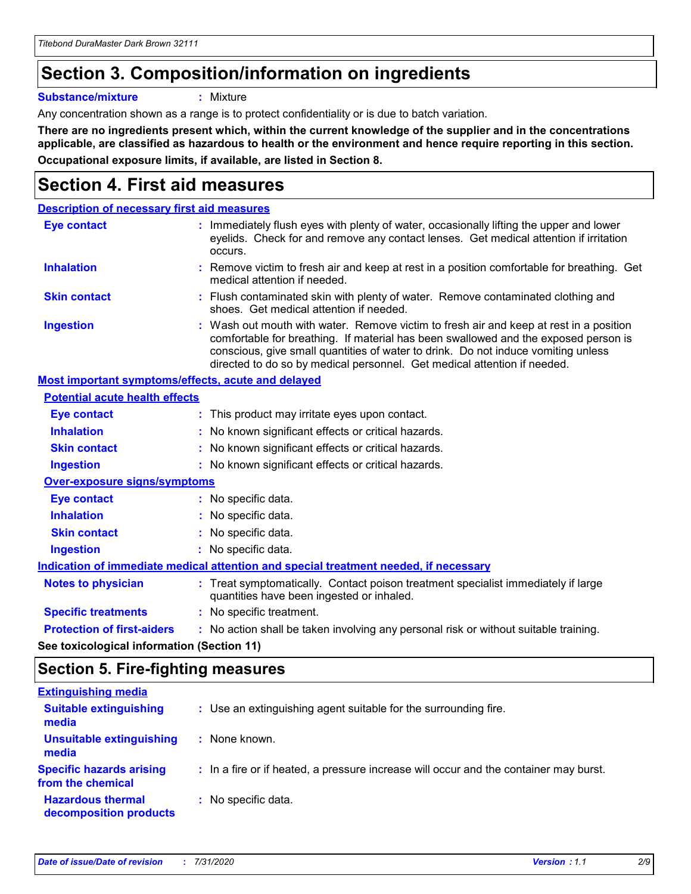# Section 3. Composition/information on ingredients

**Substance/mixture** : Mixture

Any concentration shown as a range is to protect confidentiality or is due to batch variation.

**There are no ingredients present which, within the current knowledge of the supplier and in the concentrations applicable, are classified as hazardous to health or the environment and hence require reporting in this section.**

**Occupational exposure limits, if available, are listed in Section 8.**

# Section 4. First aid measures

## Description of necessary first aid measures

**Eye contact** : Immediately flush eyes with plenty of water, occasionally lifting the upper and lower eyelids. Check for and remove any contact lenses. Get medical attention if irritation occurs.

**Inhalation** : Remove victim to fresh air and keep at rest in a position comfortable for breathing. Get medical attention if needed.

**Skin contact** : Flush contaminated skin with plenty of water. Remove contaminated clothing and shoes. Get medical attention if needed.

**Ingestion** : Wash out mouth with water. Remove victim to fresh air and keep at rest in a position comfortable for breathing. If material has been swallowed and the exposed person is conscious, give small quantities of water to drink. Do not induce vomiting unless directed to do so by medical personnel. Get medical attention if needed.

## Most important symptoms/effects, acute and delayed

### Potential acute health effects

**Eye contact** : This product may irritate eyes upon contact.

**Inhalation** : No known significant effects or critical hazards.

**Skin contact** : No known significant effects or critical hazards.

**Ingestion** : No known significant effects or critical hazards.

### Over-exposure signs/symptoms

**Eye contact** : No specific data.

**Inhalation** : No specific data.

**Skin contact** : No specific data.

**Ingestion** : No specific data.

## Indication of immediate medical attention and special treatment needed, if necessary

**Notes to physician** : Treat symptomatically. Contact poison treatment specialist immediately if large quantities have been ingested or inhaled.

**Specific treatments** : No specific treatment.

**Protection of first-aiders** : No action shall be taken involving any personal risk or without suitable training.

**See toxicological information (Section 11)**

# Section 5. Fire-fighting measures

## Extinguishing media

**Suitable extinguishing media** : Use an extinguishing agent suitable for the surrounding fire.

**Unsuitable extinguishing media** : None known.

**Specific hazards arising from the chemical** : In a fire or if heated, a pressure increase will occur and the container may burst.

**Hazardous thermal decomposition products** : No specific data.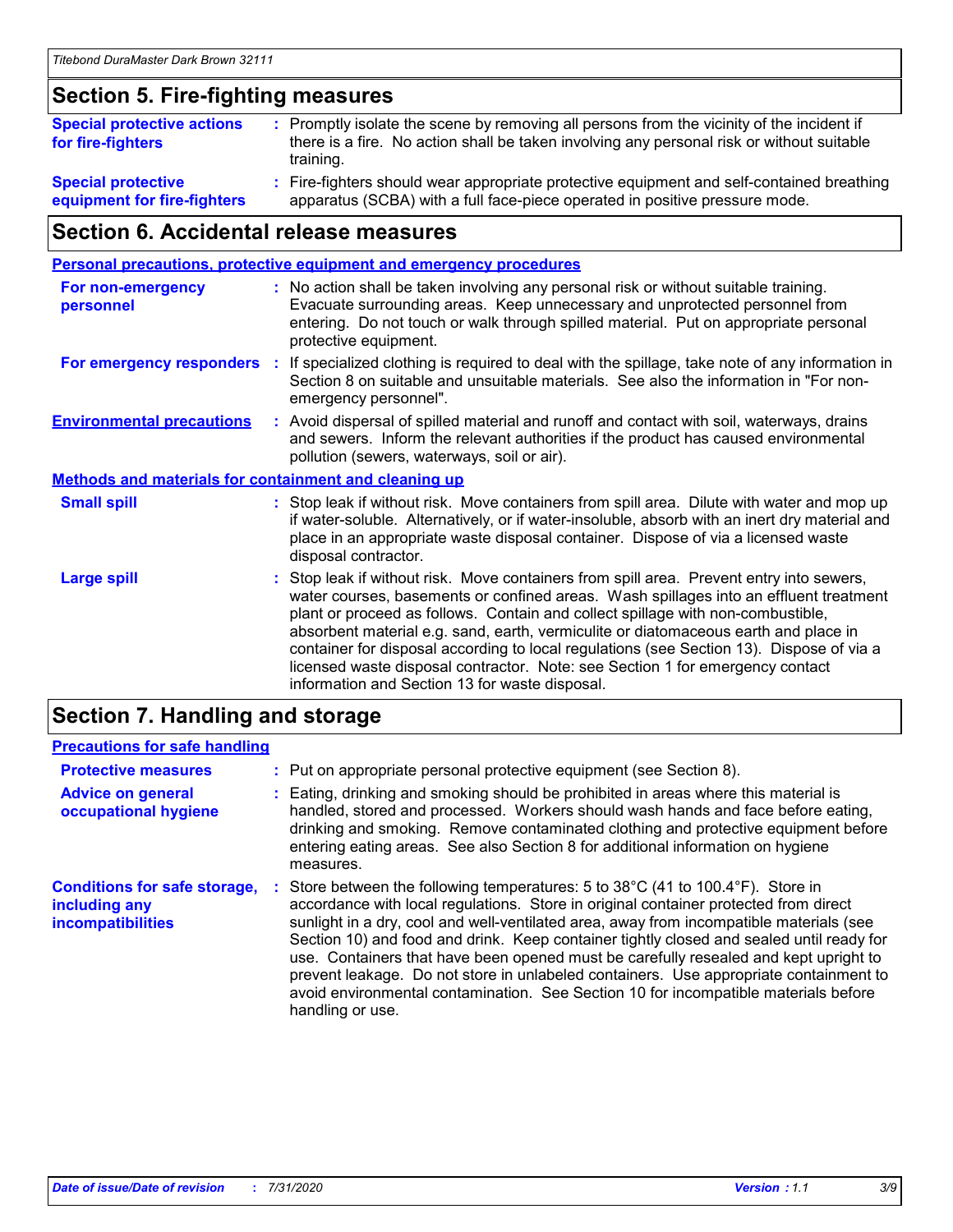## Section 5. Fire-fighting measures

**Special protective actions for fire-fighters** : Promptly isolate the scene by removing all persons from the vicinity of the incident if there is a fire. No action shall be taken involving any personal risk or without suitable training.

**Special protective equipment for fire-fighters** : Fire-fighters should wear appropriate protective equipment and self-contained breathing apparatus (SCBA) with a full face-piece operated in positive pressure mode.

## Section 6. Accidental release measures

### Personal precautions, protective equipment and emergency procedures

**For non-emergency personnel** : No action shall be taken involving any personal risk or without suitable training. Evacuate surrounding areas. Keep unnecessary and unprotected personnel from entering. Do not touch or walk through spilled material. Put on appropriate personal protective equipment.

**For emergency responders** : If specialized clothing is required to deal with the spillage, take note of any information in Section 8 on suitable and unsuitable materials. See also the information in "For non-emergency personnel".

**Environmental precautions** : Avoid dispersal of spilled material and runoff and contact with soil, waterways, drains and sewers. Inform the relevant authorities if the product has caused environmental pollution (sewers, waterways, soil or air).

### Methods and materials for containment and cleaning up

**Small spill** : Stop leak if without risk. Move containers from spill area. Dilute with water and mop up if water-soluble. Alternatively, or if water-insoluble, absorb with an inert dry material and place in an appropriate waste disposal container. Dispose of via a licensed waste disposal contractor.

**Large spill** : Stop leak if without risk. Move containers from spill area. Prevent entry into sewers, water courses, basements or confined areas. Wash spillages into an effluent treatment plant or proceed as follows. Contain and collect spillage with non-combustible, absorbent material e.g. sand, earth, vermiculite or diatomaceous earth and place in container for disposal according to local regulations (see Section 13). Dispose of via a licensed waste disposal contractor. Note: see Section 1 for emergency contact information and Section 13 for waste disposal.

## Section 7. Handling and storage

### Precautions for safe handling

**Protective measures** : Put on appropriate personal protective equipment (see Section 8).

**Advice on general occupational hygiene** : Eating, drinking and smoking should be prohibited in areas where this material is handled, stored and processed. Workers should wash hands and face before eating, drinking and smoking. Remove contaminated clothing and protective equipment before entering eating areas. See also Section 8 for additional information on hygiene measures.

**Conditions for safe storage, including any incompatibilities** : Store between the following temperatures: 5 to 38°C (41 to 100.4°F). Store in accordance with local regulations. Store in original container protected from direct sunlight in a dry, cool and well-ventilated area, away from incompatible materials (see Section 10) and food and drink. Keep container tightly closed and sealed until ready for use. Containers that have been opened must be carefully resealed and kept upright to prevent leakage. Do not store in unlabeled containers. Use appropriate containment to avoid environmental contamination. See Section 10 for incompatible materials before handling or use.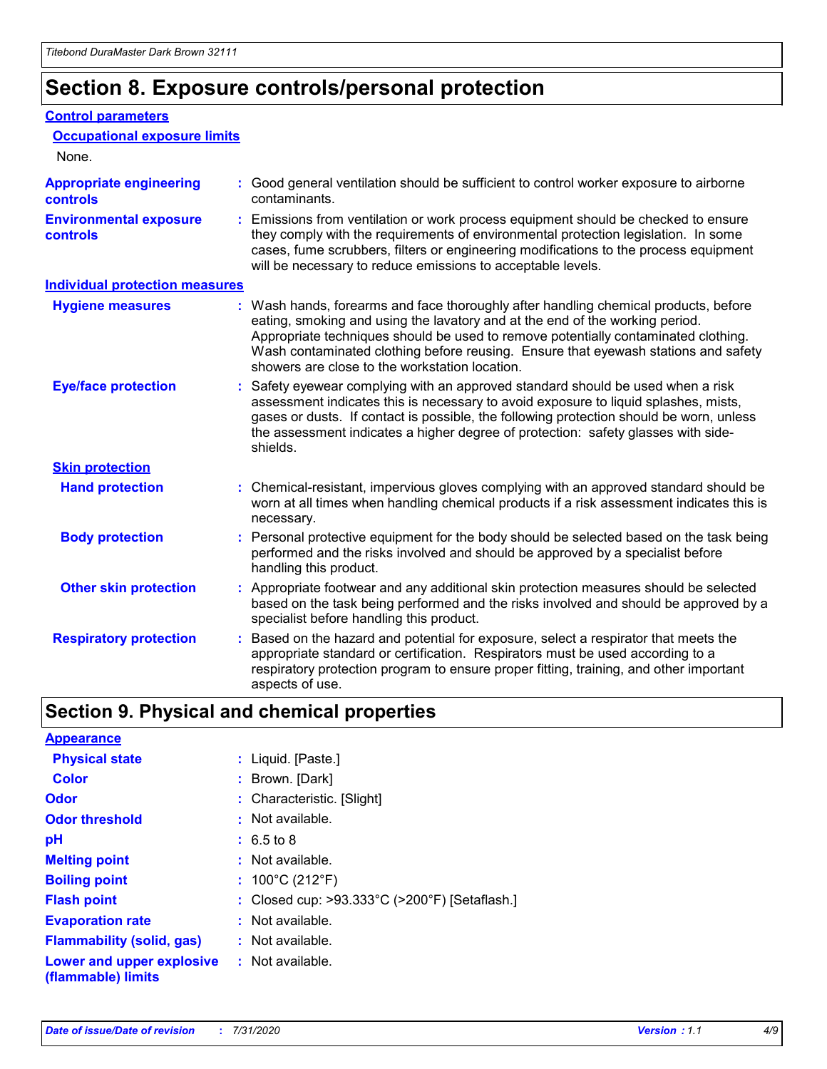# Section 8. Exposure controls/personal protection

## Control parameters

### Occupational exposure limits

None.

**Appropriate engineering controls** : Good general ventilation should be sufficient to control worker exposure to airborne contaminants.

**Environmental exposure controls** : Emissions from ventilation or work process equipment should be checked to ensure they comply with the requirements of environmental protection legislation. In some cases, fume scrubbers, filters or engineering modifications to the process equipment will be necessary to reduce emissions to acceptable levels.

## Individual protection measures

**Hygiene measures** : Wash hands, forearms and face thoroughly after handling chemical products, before eating, smoking and using the lavatory and at the end of the working period. Appropriate techniques should be used to remove potentially contaminated clothing. Wash contaminated clothing before reusing. Ensure that eyewash stations and safety showers are close to the workstation location.

**Eye/face protection** : Safety eyewear complying with an approved standard should be used when a risk assessment indicates this is necessary to avoid exposure to liquid splashes, mists, gases or dusts. If contact is possible, the following protection should be worn, unless the assessment indicates a higher degree of protection: safety glasses with side-shields.

### Skin protection

**Hand protection** : Chemical-resistant, impervious gloves complying with an approved standard should be worn at all times when handling chemical products if a risk assessment indicates this is necessary.

**Body protection** : Personal protective equipment for the body should be selected based on the task being performed and the risks involved and should be approved by a specialist before handling this product.

**Other skin protection** : Appropriate footwear and any additional skin protection measures should be selected based on the task being performed and the risks involved and should be approved by a specialist before handling this product.

**Respiratory protection** : Based on the hazard and potential for exposure, select a respirator that meets the appropriate standard or certification. Respirators must be used according to a respiratory protection program to ensure proper fitting, training, and other important aspects of use.

# Section 9. Physical and chemical properties

## Appearance

**Physical state** : Liquid. [Paste.]

**Color** : Brown. [Dark]

**Odor** : Characteristic. [Slight]

**Odor threshold** : Not available.

**pH** : 6.5 to 8

**Melting point** : Not available.

**Boiling point** : 100°C (212°F)

**Flash point** : Closed cup: >93.333°C (>200°F) [Setaflash.]

**Evaporation rate** : Not available.

**Flammability (solid, gas)** : Not available.

**Lower and upper explosive (flammable) limits** : Not available.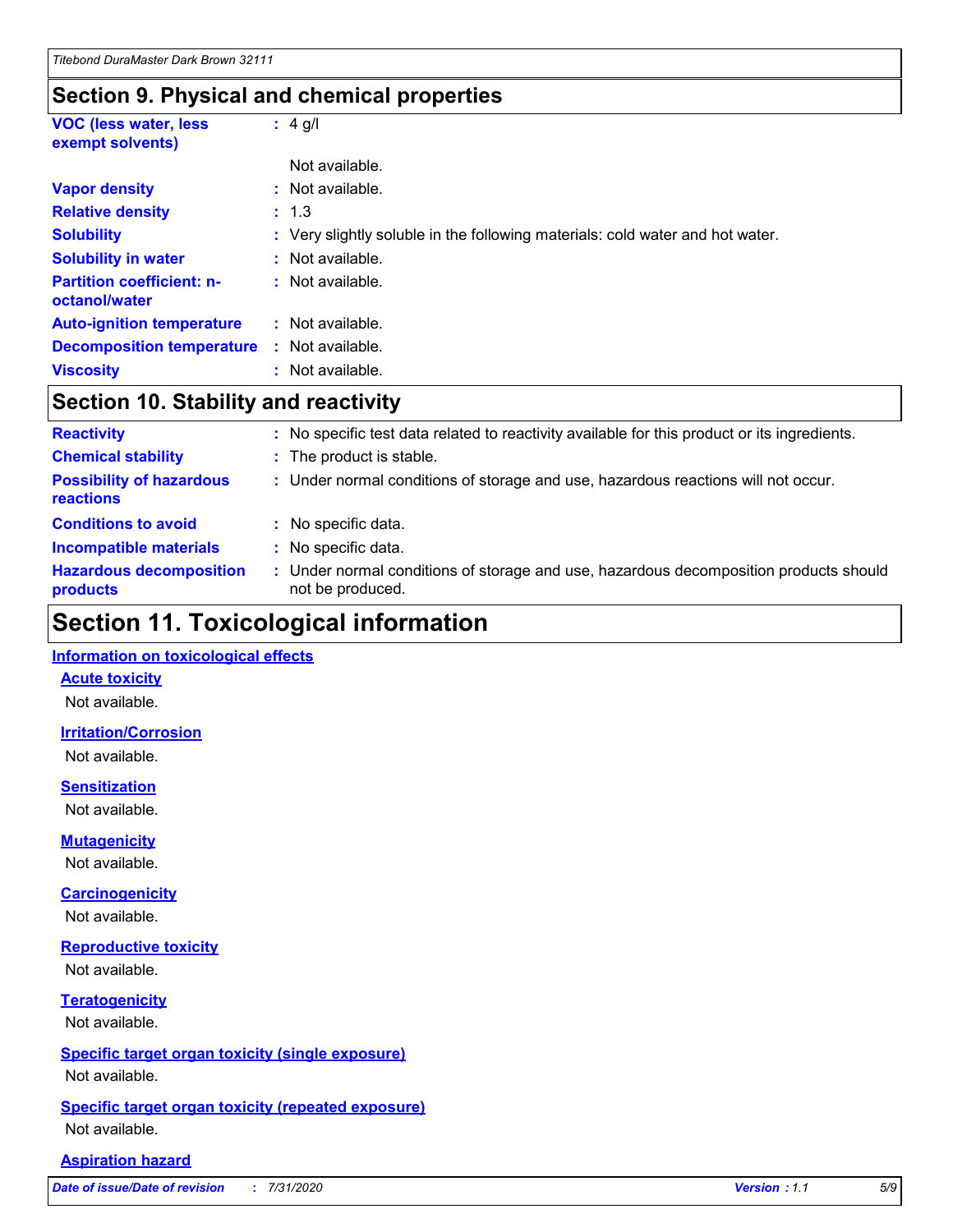## Section 9. Physical and chemical properties

| | | |
|---|---|---|
| **VOC (less water, less exempt solvents)** | : | 4 g/l |
| | | Not available. |
| **Vapor density** | : | Not available. |
| **Relative density** | : | 1.3 |
| **Solubility** | : | Very slightly soluble in the following materials: cold water and hot water. |
| **Solubility in water** | : | Not available. |
| **Partition coefficient: n-octanol/water** | : | Not available. |
| **Auto-ignition temperature** | : | Not available. |
| **Decomposition temperature** | : | Not available. |
| **Viscosity** | : | Not available. |

## Section 10. Stability and reactivity

| | | |
|---|---|---|
| **Reactivity** | : | No specific test data related to reactivity available for this product or its ingredients. |
| **Chemical stability** | : | The product is stable. |
| **Possibility of hazardous reactions** | : | Under normal conditions of storage and use, hazardous reactions will not occur. |
| **Conditions to avoid** | : | No specific data. |
| **Incompatible materials** | : | No specific data. |
| **Hazardous decomposition products** | : | Under normal conditions of storage and use, hazardous decomposition products should not be produced. |

# Section 11. Toxicological information

**Information on toxicological effects**

**Acute toxicity**

Not available.

**Irritation/Corrosion**

Not available.

**Sensitization**

Not available.

**Mutagenicity**

Not available.

**Carcinogenicity**

Not available.

**Reproductive toxicity**

Not available.

**Teratogenicity**

Not available.

**Specific target organ toxicity (single exposure)**

Not available.

**Specific target organ toxicity (repeated exposure)**

Not available.

**Aspiration hazard**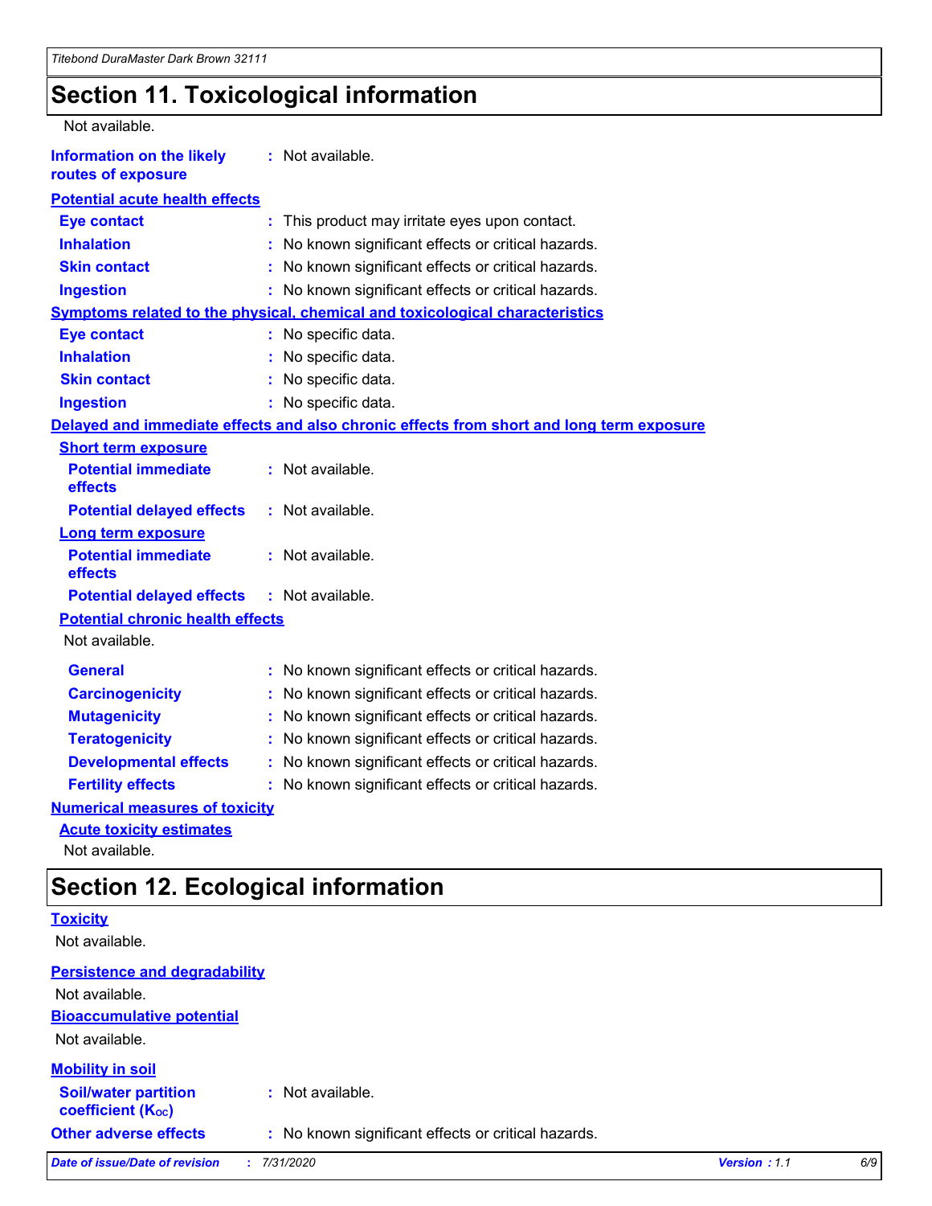# Section 11. Toxicological information

Not available.

**Information on the likely routes of exposure** : Not available.

**Potential acute health effects**

| | |
|---|---|
| **Eye contact** | : This product may irritate eyes upon contact. |
| **Inhalation** | : No known significant effects or critical hazards. |
| **Skin contact** | : No known significant effects or critical hazards. |
| **Ingestion** | : No known significant effects or critical hazards. |

**Symptoms related to the physical, chemical and toxicological characteristics**

| | |
|---|---|
| **Eye contact** | : No specific data. |
| **Inhalation** | : No specific data. |
| **Skin contact** | : No specific data. |
| **Ingestion** | : No specific data. |

**Delayed and immediate effects and also chronic effects from short and long term exposure**

**Short term exposure**

| | |
|---|---|
| **Potential immediate effects** | : Not available. |
| **Potential delayed effects** | : Not available. |

**Long term exposure**

| | |
|---|---|
| **Potential immediate effects** | : Not available. |
| **Potential delayed effects** | : Not available. |

**Potential chronic health effects**

Not available.

| | |
|---|---|
| **General** | : No known significant effects or critical hazards. |
| **Carcinogenicity** | : No known significant effects or critical hazards. |
| **Mutagenicity** | : No known significant effects or critical hazards. |
| **Teratogenicity** | : No known significant effects or critical hazards. |
| **Developmental effects** | : No known significant effects or critical hazards. |
| **Fertility effects** | : No known significant effects or critical hazards. |

**Numerical measures of toxicity**

**Acute toxicity estimates**

Not available.

# Section 12. Ecological information

**Toxicity**

Not available.

**Persistence and degradability**

Not available.

**Bioaccumulative potential**

Not available.

**Mobility in soil**

| | |
|---|---|
| **Soil/water partition coefficient ($K_{OC}$)** | : Not available. |
| **Other adverse effects** | : No known significant effects or critical hazards. |

*Date of issue/Date of revision* : 7/31/2020 *Version* : 1.1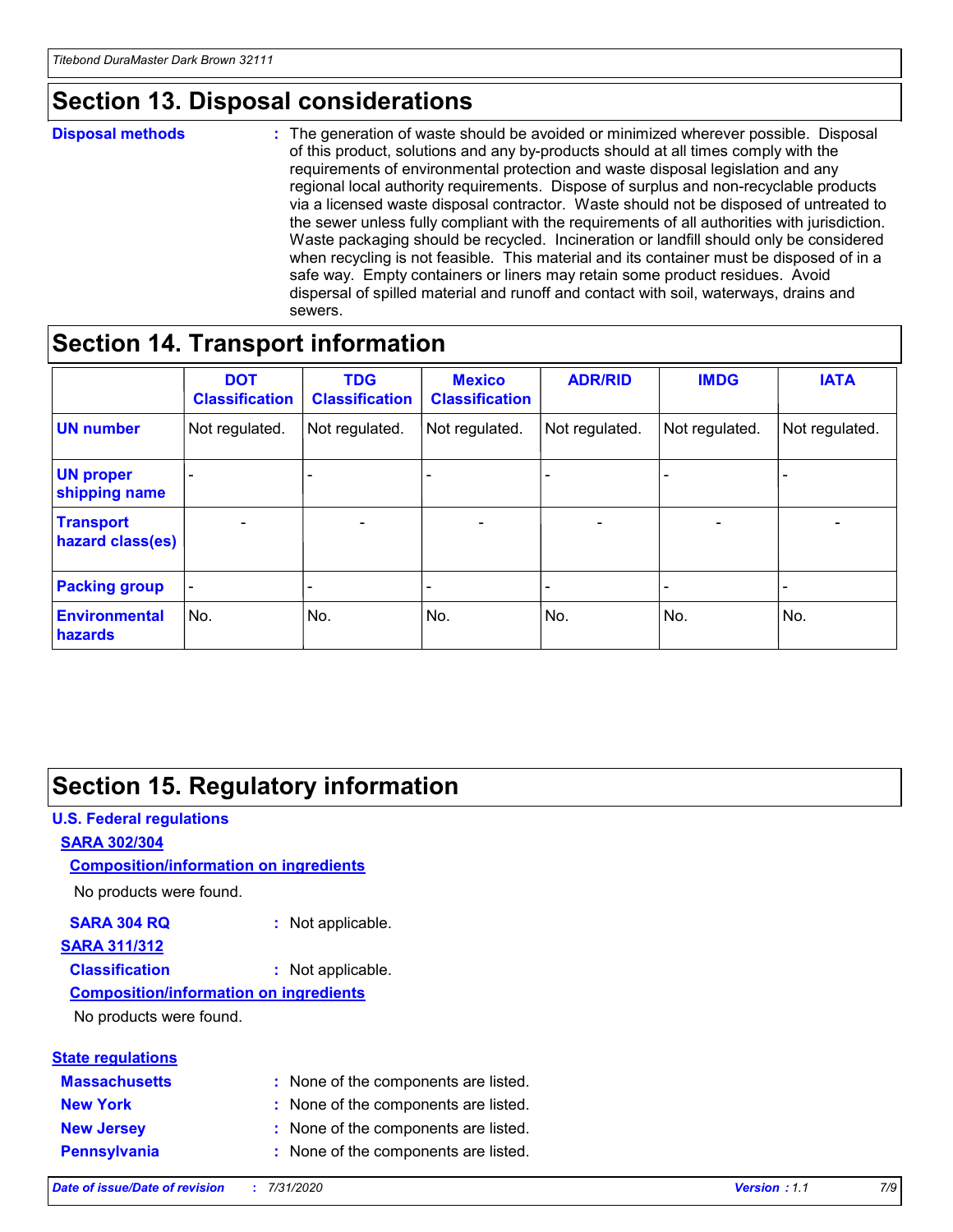## Section 13. Disposal considerations

**Disposal methods** : The generation of waste should be avoided or minimized wherever possible. Disposal of this product, solutions and any by-products should at all times comply with the requirements of environmental protection and waste disposal legislation and any regional local authority requirements. Dispose of surplus and non-recyclable products via a licensed waste disposal contractor. Waste should not be disposed of untreated to the sewer unless fully compliant with the requirements of all authorities with jurisdiction. Waste packaging should be recycled. Incineration or landfill should only be considered when recycling is not feasible. This material and its container must be disposed of in a safe way. Empty containers or liners may retain some product residues. Avoid dispersal of spilled material and runoff and contact with soil, waterways, drains and sewers.

## Section 14. Transport information

| | DOT Classification | TDG Classification | Mexico Classification | ADR/RID | IMDG | IATA |
|---|---|---|---|---|---|---|
| **UN number** | Not regulated. | Not regulated. | Not regulated. | Not regulated. | Not regulated. | Not regulated. |
| **UN proper shipping name** | - | - | - | - | - | - |
| **Transport hazard class(es)** | - | - | - | - | - | - |
| **Packing group** | - | - | - | - | - | - |
| **Environmental hazards** | No. | No. | No. | No. | No. | No. |

## Section 15. Regulatory information

**U.S. Federal regulations**

**SARA 302/304**

**Composition/information on ingredients**

No products were found.

**SARA 304 RQ** : Not applicable.

**SARA 311/312**

**Classification** : Not applicable.

**Composition/information on ingredients**

No products were found.

**State regulations**

**Massachusetts** : None of the components are listed.

**New York** : None of the components are listed.

**New Jersey** : None of the components are listed.

**Pennsylvania** : None of the components are listed.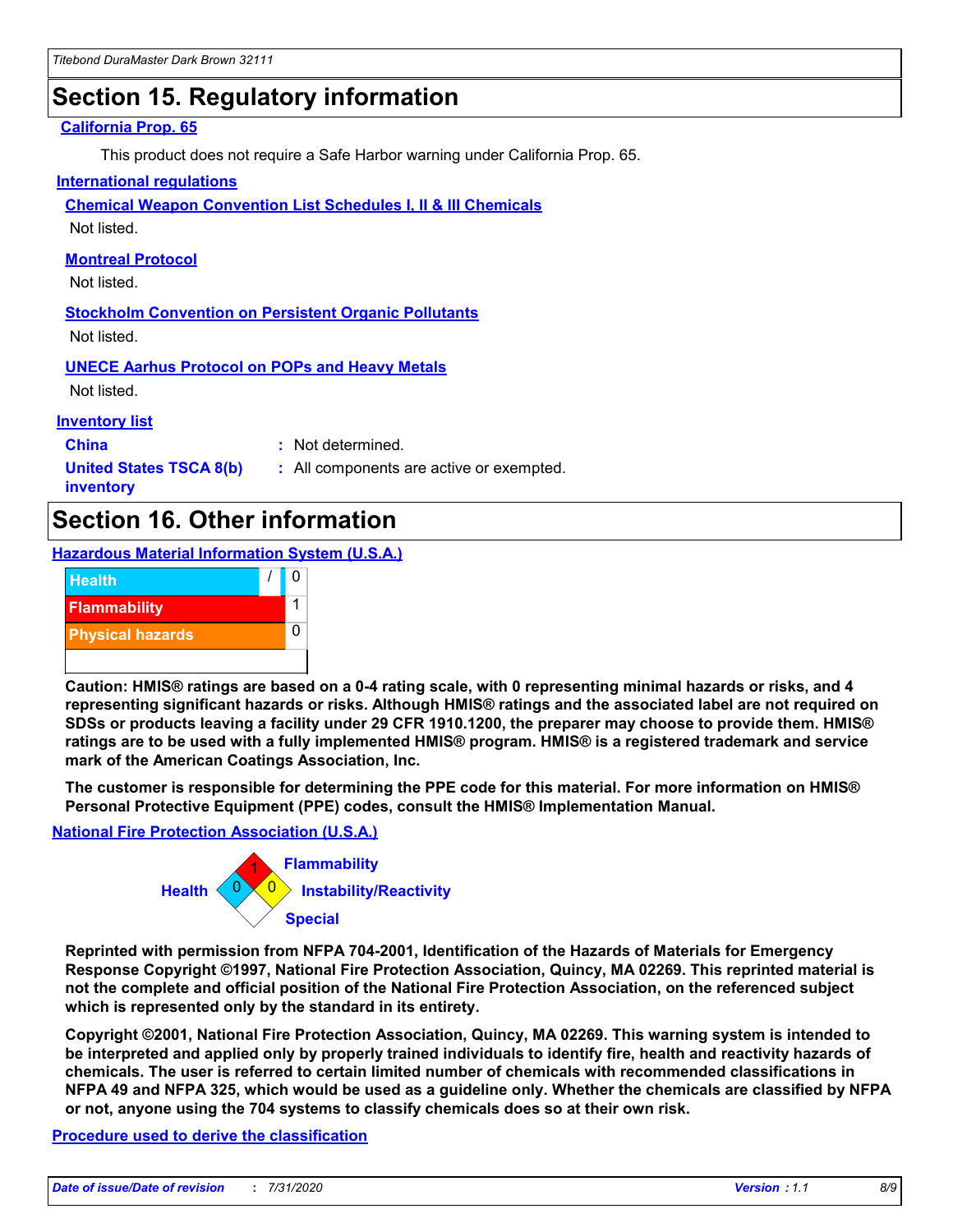## Section 15. Regulatory information

**California Prop. 65**

This product does not require a Safe Harbor warning under California Prop. 65.

**International regulations**

**Chemical Weapon Convention List Schedules I, II & III Chemicals**

Not listed.

**Montreal Protocol**

Not listed.

**Stockholm Convention on Persistent Organic Pollutants**

Not listed.

**UNECE Aarhus Protocol on POPs and Heavy Metals**

Not listed.

**Inventory list**

**China** : Not determined.

**United States TSCA 8(b) inventory** : All components are active or exempted.

## Section 16. Other information

**Hazardous Material Information System (U.S.A.)**

| | | |
|---|---|---|
| Health | / | 0 |
| Flammability | | 1 |
| Physical hazards | | 0 |

**Caution: HMIS® ratings are based on a 0-4 rating scale, with 0 representing minimal hazards or risks, and 4 representing significant hazards or risks. Although HMIS® ratings and the associated label are not required on SDSs or products leaving a facility under 29 CFR 1910.1200, the preparer may choose to provide them. HMIS® ratings are to be used with a fully implemented HMIS® program. HMIS® is a registered trademark and service mark of the American Coatings Association, Inc.**

**The customer is responsible for determining the PPE code for this material. For more information on HMIS® Personal Protective Equipment (PPE) codes, consult the HMIS® Implementation Manual.**

**National Fire Protection Association (U.S.A.)**

Flammability: 1
Health: 0
Instability/Reactivity: 0
Special:

**Reprinted with permission from NFPA 704-2001, Identification of the Hazards of Materials for Emergency Response Copyright ©1997, National Fire Protection Association, Quincy, MA 02269. This reprinted material is not the complete and official position of the National Fire Protection Association, on the referenced subject which is represented only by the standard in its entirety.**

**Copyright ©2001, National Fire Protection Association, Quincy, MA 02269. This warning system is intended to be interpreted and applied only by properly trained individuals to identify fire, health and reactivity hazards of chemicals. The user is referred to certain limited number of chemicals with recommended classifications in NFPA 49 and NFPA 325, which would be used as a guideline only. Whether the chemicals are classified by NFPA or not, anyone using the 704 systems to classify chemicals does so at their own risk.**

**Procedure used to derive the classification**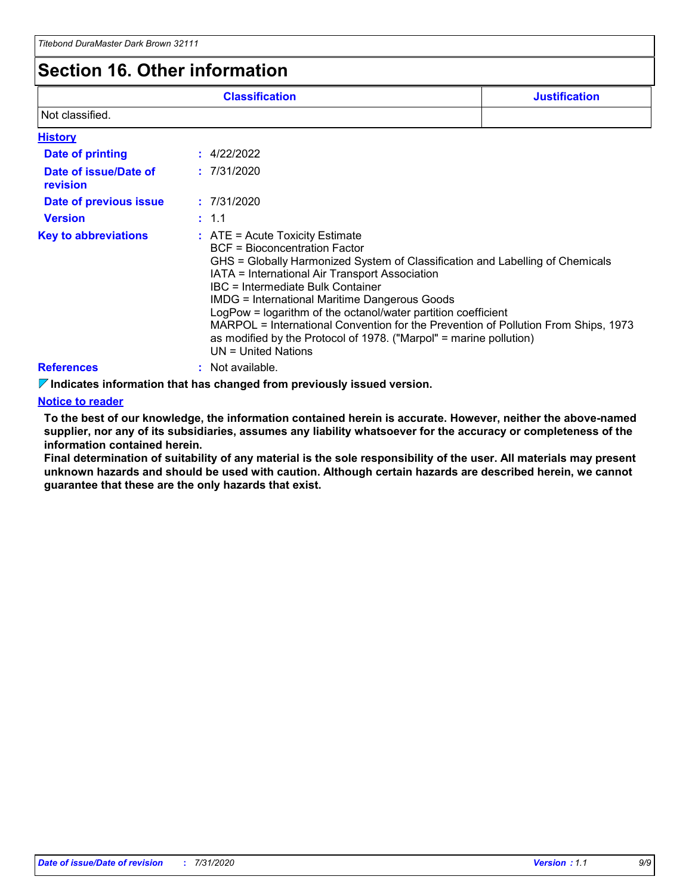## Section 16. Other information

| Classification | Justification |
| --- | --- |
| Not classified. | |

**History**

**Date of printing** : 4/22/2022

**Date of issue/Date of revision** : 7/31/2020

**Date of previous issue** : 7/31/2020

**Version** : 1.1

**Key to abbreviations** : ATE = Acute Toxicity Estimate
BCF = Bioconcentration Factor
GHS = Globally Harmonized System of Classification and Labelling of Chemicals
IATA = International Air Transport Association
IBC = Intermediate Bulk Container
IMDG = International Maritime Dangerous Goods
LogPow = logarithm of the octanol/water partition coefficient
MARPOL = International Convention for the Prevention of Pollution From Ships, 1973 as modified by the Protocol of 1978. ("Marpol" = marine pollution)
UN = United Nations

**References** : Not available.

**Indicates information that has changed from previously issued version.**

**Notice to reader**

**To the best of our knowledge, the information contained herein is accurate. However, neither the above-named supplier, nor any of its subsidiaries, assumes any liability whatsoever for the accuracy or completeness of the information contained herein.**

**Final determination of suitability of any material is the sole responsibility of the user. All materials may present unknown hazards and should be used with caution. Although certain hazards are described herein, we cannot guarantee that these are the only hazards that exist.**